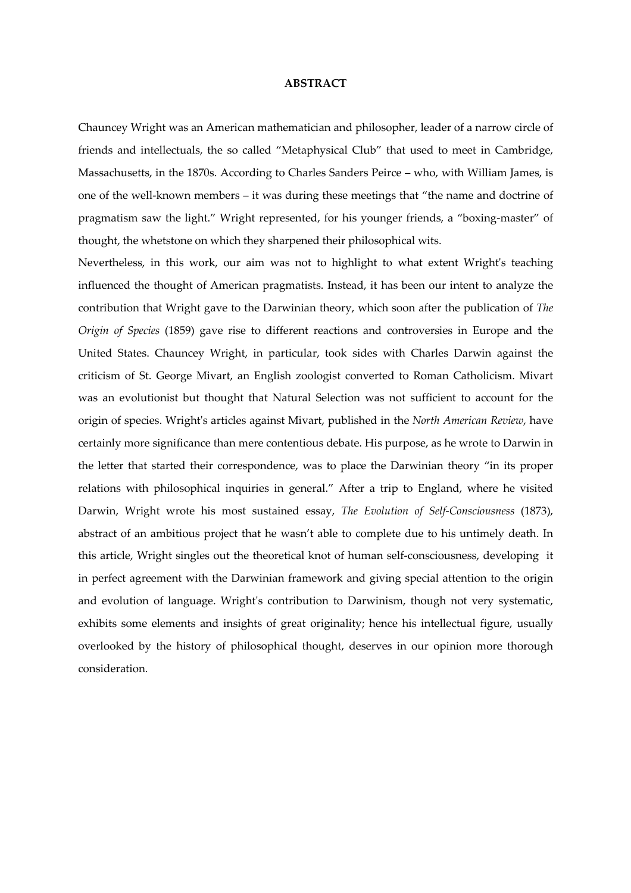# ABSTRACT

Chauncey Wright was an American mathematician and philosopher, leader of a narrow circle of friends and intellectuals, the so called "Metaphysical Club" that used to meet in Cambridge, Massachusetts, in the 1870s. According to Charles Sanders Peirce – who, with William James, is one of the well-known members – it was during these meetings that "the name and doctrine of pragmatism saw the light." Wright represented, for his younger friends, a "boxing-master" of thought, the whetstone on which they sharpened their philosophical wits.

Nevertheless, in this work, our aim was not to highlight to what extent Wright's teaching influenced the thought of American pragmatists. Instead, it has been our intent to analyze the contribution that Wright gave to the Darwinian theory, which soon after the publication of *The Origin of Species* (1859) gave rise to different reactions and controversies in Europe and the United States. Chauncey Wright, in particular, took sides with Charles Darwin against the criticism of St. George Mivart, an English zoologist converted to Roman Catholicism. Mivart was an evolutionist but thought that Natural Selection was not sufficient to account for the origin of species. Wright's articles against Mivart, published in the *North American Review*, have certainly more significance than mere contentious debate. His purpose, as he wrote to Darwin in the letter that started their correspondence, was to place the Darwinian theory "in its proper relations with philosophical inquiries in general." After a trip to England, where he visited Darwin, Wright wrote his most sustained essay, *The Evolution of Self-Consciousness* (1873), abstract of an ambitious project that he wasn't able to complete due to his untimely death. In this article, Wright singles out the theoretical knot of human self-consciousness, developing it in perfect agreement with the Darwinian framework and giving special attention to the origin and evolution of language. Wright's contribution to Darwinism, though not very systematic, exhibits some elements and insights of great originality; hence his intellectual figure, usually overlooked by the history of philosophical thought, deserves in our opinion more thorough consideration.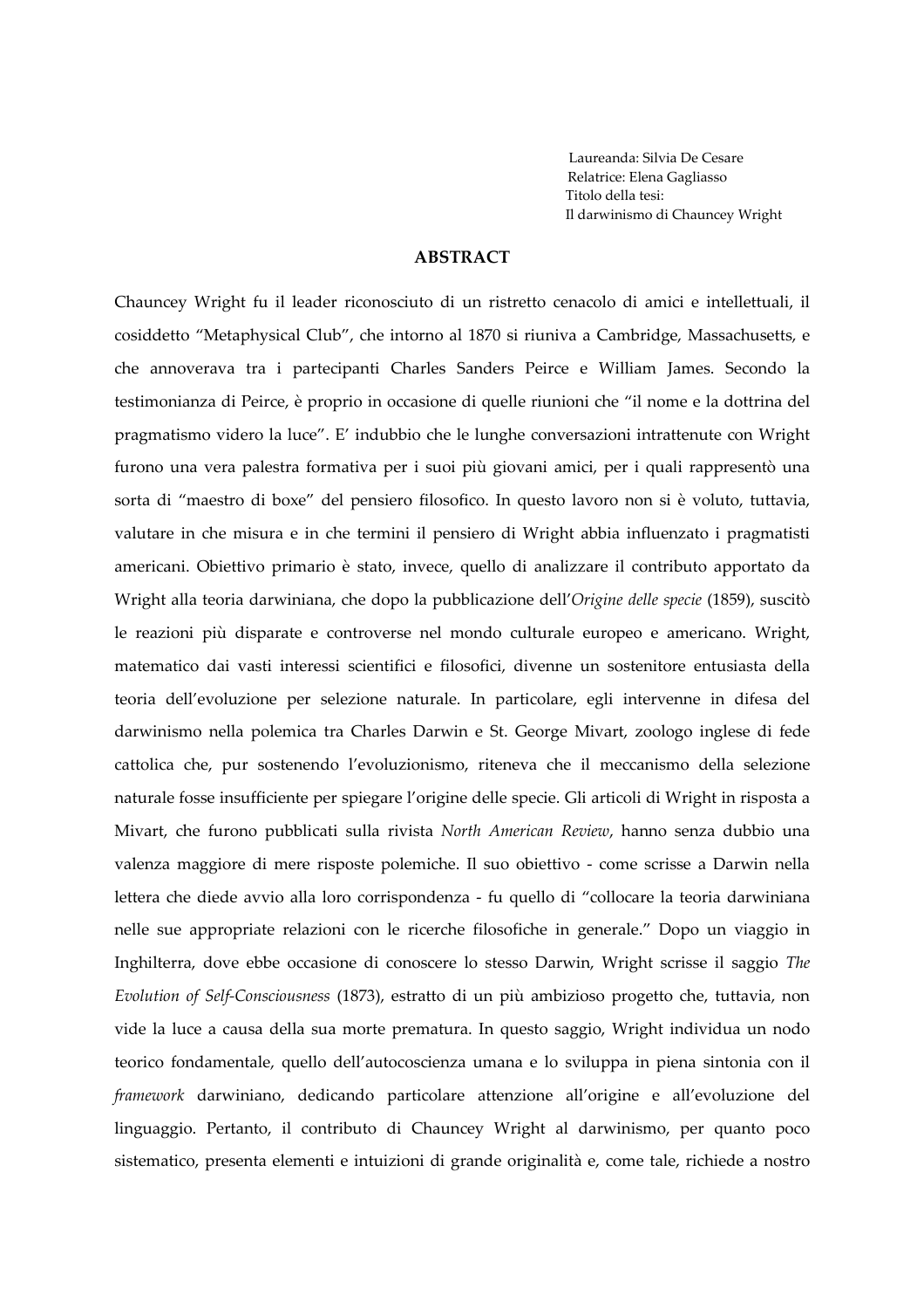Laureanda: Silvia De Cesare
Relatrice: Elena Gagliasso
Titolo della tesi:
Il darwinismo di Chauncey Wright

## ABSTRACT

Chauncey Wright fu il leader riconosciuto di un ristretto cenacolo di amici e intellettuali, il cosiddetto "Metaphysical Club", che intorno al 1870 si riuniva a Cambridge, Massachusetts, e che annoverava tra i partecipanti Charles Sanders Peirce e William James. Secondo la testimonianza di Peirce, è proprio in occasione di quelle riunioni che "il nome e la dottrina del pragmatismo videro la luce". E' indubbio che le lunghe conversazioni intrattenute con Wright furono una vera palestra formativa per i suoi più giovani amici, per i quali rappresentò una sorta di "maestro di boxe" del pensiero filosofico. In questo lavoro non si è voluto, tuttavia, valutare in che misura e in che termini il pensiero di Wright abbia influenzato i pragmatisti americani. Obiettivo primario è stato, invece, quello di analizzare il contributo apportato da Wright alla teoria darwiniana, che dopo la pubblicazione dell'*Origine delle specie* (1859), suscitò le reazioni più disparate e controverse nel mondo culturale europeo e americano. Wright, matematico dai vasti interessi scientifici e filosofici, divenne un sostenitore entusiasta della teoria dell'evoluzione per selezione naturale. In particolare, egli intervenne in difesa del darwinismo nella polemica tra Charles Darwin e St. George Mivart, zoologo inglese di fede cattolica che, pur sostenendo l'evoluzionismo, riteneva che il meccanismo della selezione naturale fosse insufficiente per spiegare l'origine delle specie. Gli articoli di Wright in risposta a Mivart, che furono pubblicati sulla rivista *North American Review*, hanno senza dubbio una valenza maggiore di mere risposte polemiche. Il suo obiettivo - come scrisse a Darwin nella lettera che diede avvio alla loro corrispondenza - fu quello di "collocare la teoria darwiniana nelle sue appropriate relazioni con le ricerche filosofiche in generale." Dopo un viaggio in Inghilterra, dove ebbe occasione di conoscere lo stesso Darwin, Wright scrisse il saggio *The Evolution of Self-Consciousness* (1873), estratto di un più ambizioso progetto che, tuttavia, non vide la luce a causa della sua morte prematura. In questo saggio, Wright individua un nodo teorico fondamentale, quello dell'autocoscienza umana e lo sviluppa in piena sintonia con il *framework* darwiniano, dedicando particolare attenzione all'origine e all'evoluzione del linguaggio. Pertanto, il contributo di Chauncey Wright al darwinismo, per quanto poco sistematico, presenta elementi e intuizioni di grande originalità e, come tale, richiede a nostro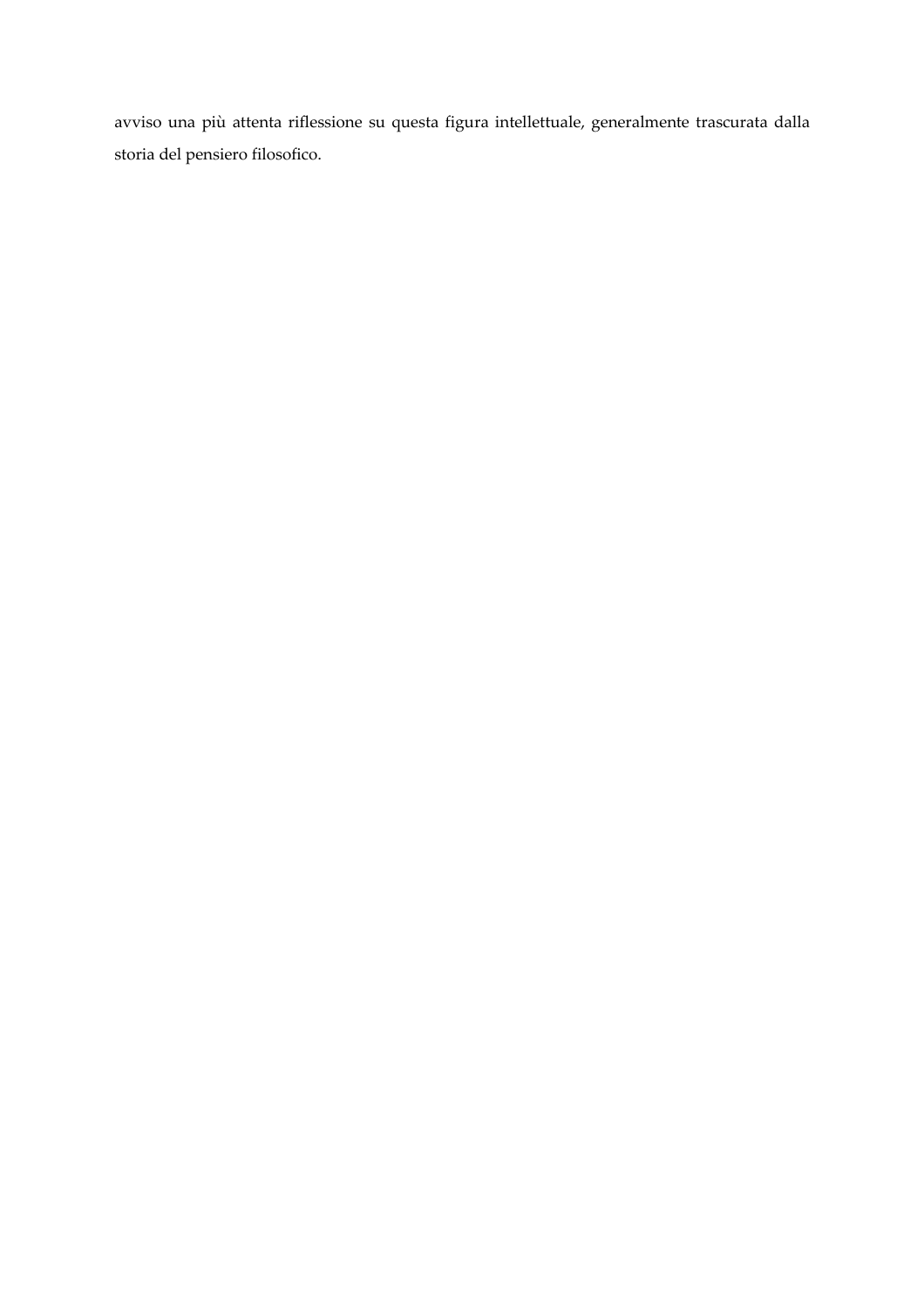avviso una più attenta riflessione su questa figura intellettuale, generalmente trascurata dalla storia del pensiero filosofico.